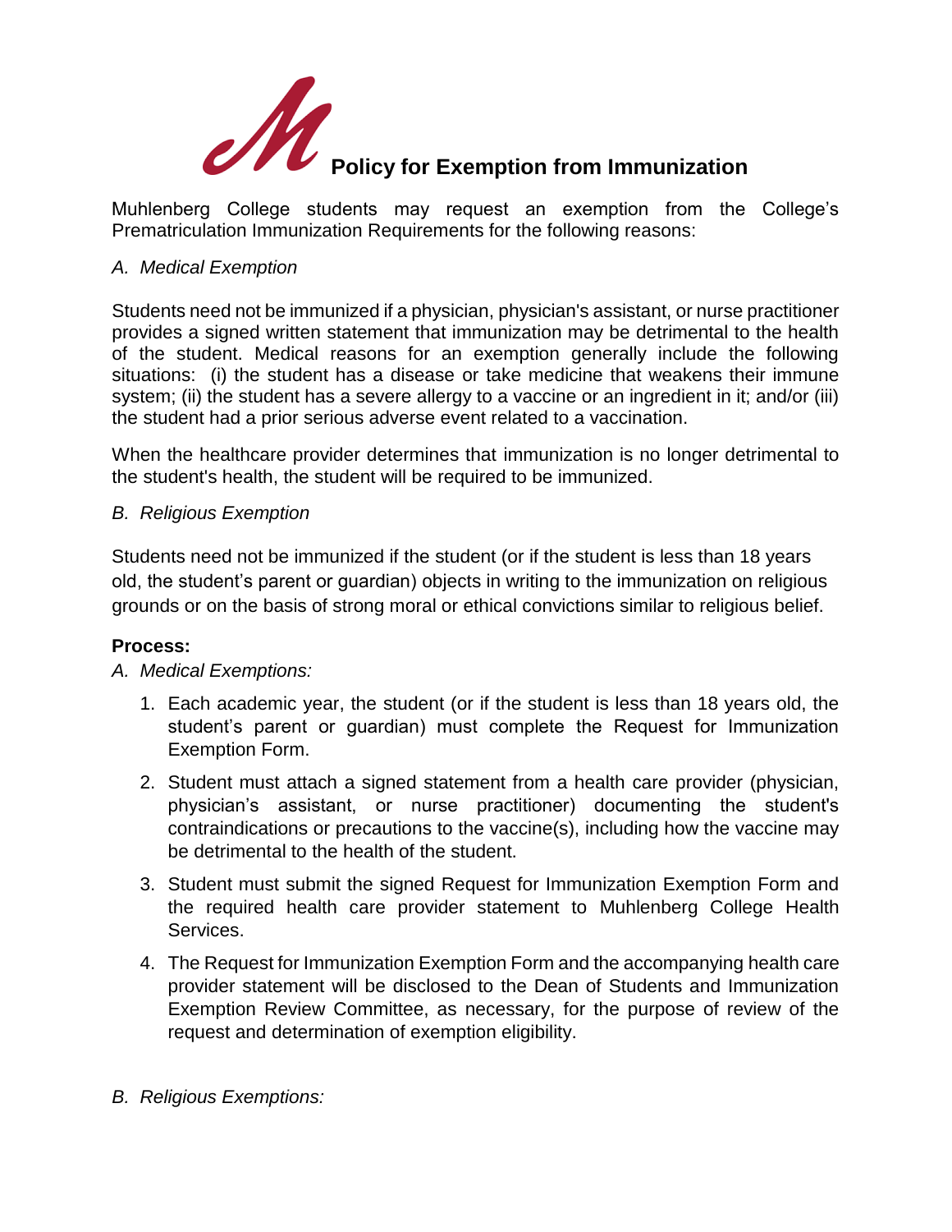# Policy for Exemption from Immunization

Muhlenberg College students may request an exemption from the College's Prematriculation Immunization Requirements for the following reasons:

*A. Medical Exemption*

Students need not be immunized if a physician, physician's assistant, or nurse practitioner provides a signed written statement that immunization may be detrimental to the health of the student. Medical reasons for an exemption generally include the following situations: (i) the student has a disease or take medicine that weakens their immune system; (ii) the student has a severe allergy to a vaccine or an ingredient in it; and/or (iii) the student had a prior serious adverse event related to a vaccination.

When the healthcare provider determines that immunization is no longer detrimental to the student's health, the student will be required to be immunized.

*B. Religious Exemption*

Students need not be immunized if the student (or if the student is less than 18 years old, the student's parent or guardian) objects in writing to the immunization on religious grounds or on the basis of strong moral or ethical convictions similar to religious belief.

**Process:**

*A. Medical Exemptions:*

1. Each academic year, the student (or if the student is less than 18 years old, the student's parent or guardian) must complete the Request for Immunization Exemption Form.
2. Student must attach a signed statement from a health care provider (physician, physician's assistant, or nurse practitioner) documenting the student's contraindications or precautions to the vaccine(s), including how the vaccine may be detrimental to the health of the student.
3. Student must submit the signed Request for Immunization Exemption Form and the required health care provider statement to Muhlenberg College Health Services.
4. The Request for Immunization Exemption Form and the accompanying health care provider statement will be disclosed to the Dean of Students and Immunization Exemption Review Committee, as necessary, for the purpose of review of the request and determination of exemption eligibility.

*B. Religious Exemptions:*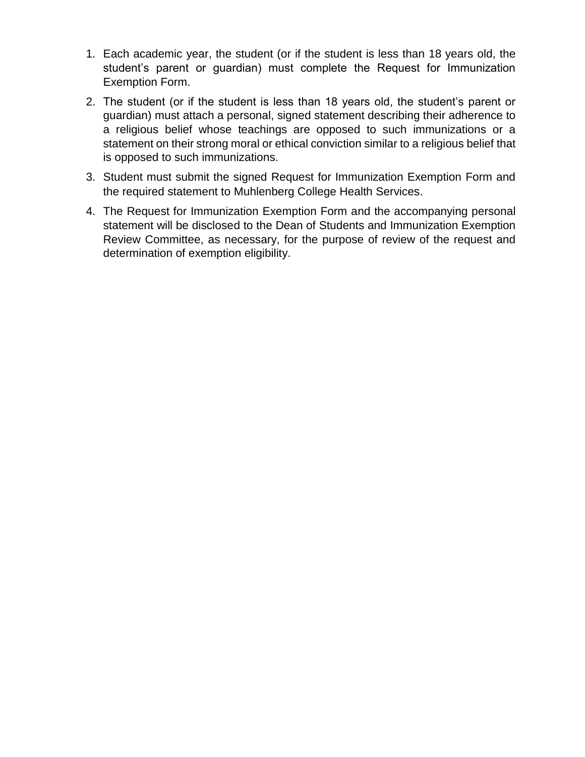1. Each academic year, the student (or if the student is less than 18 years old, the student's parent or guardian) must complete the Request for Immunization Exemption Form.
2. The student (or if the student is less than 18 years old, the student's parent or guardian) must attach a personal, signed statement describing their adherence to a religious belief whose teachings are opposed to such immunizations or a statement on their strong moral or ethical conviction similar to a religious belief that is opposed to such immunizations.
3. Student must submit the signed Request for Immunization Exemption Form and the required statement to Muhlenberg College Health Services.
4. The Request for Immunization Exemption Form and the accompanying personal statement will be disclosed to the Dean of Students and Immunization Exemption Review Committee, as necessary, for the purpose of review of the request and determination of exemption eligibility.